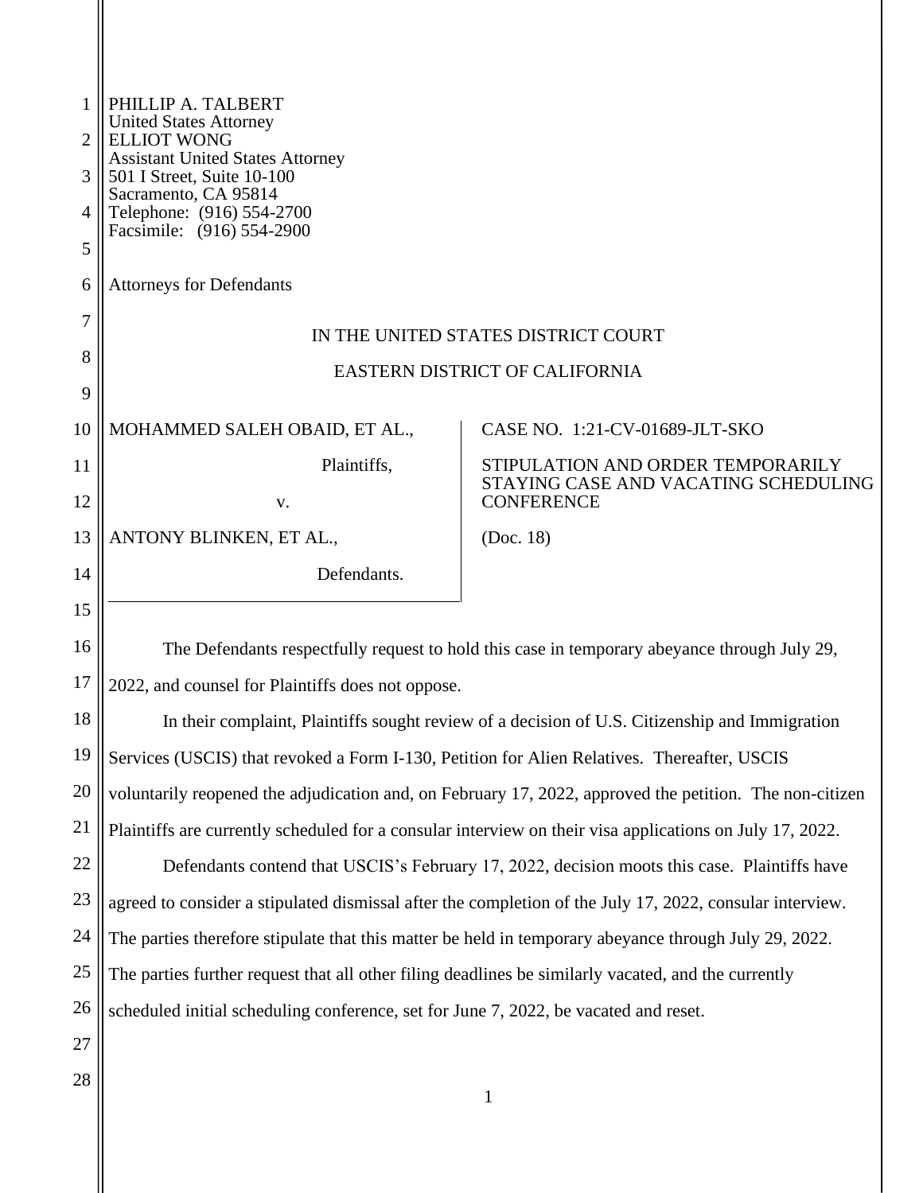PHILLIP A. TALBERT
United States Attorney
ELLIOT WONG
Assistant United States Attorney
501 I Street, Suite 10-100
Sacramento, CA 95814
Telephone: (916) 554-2700
Facsimile: (916) 554-2900

Attorneys for Defendants

IN THE UNITED STATES DISTRICT COURT

EASTERN DISTRICT OF CALIFORNIA

| | |
|---|---|
| MOHAMMED SALEH OBAID, ET AL., Plaintiffs, v. ANTONY BLINKEN, ET AL., Defendants. | CASE NO. 1:21-CV-01689-JLT-SKO<br><br>STIPULATION AND ORDER TEMPORARILY STAYING CASE AND VACATING SCHEDULING CONFERENCE<br><br>(Doc. 18) |

The Defendants respectfully request to hold this case in temporary abeyance through July 29, 2022, and counsel for Plaintiffs does not oppose.

In their complaint, Plaintiffs sought review of a decision of U.S. Citizenship and Immigration Services (USCIS) that revoked a Form I-130, Petition for Alien Relatives. Thereafter, USCIS voluntarily reopened the adjudication and, on February 17, 2022, approved the petition. The non-citizen Plaintiffs are currently scheduled for a consular interview on their visa applications on July 17, 2022.

Defendants contend that USCIS's February 17, 2022, decision moots this case. Plaintiffs have agreed to consider a stipulated dismissal after the completion of the July 17, 2022, consular interview. The parties therefore stipulate that this matter be held in temporary abeyance through July 29, 2022. The parties further request that all other filing deadlines be similarly vacated, and the currently scheduled initial scheduling conference, set for June 7, 2022, be vacated and reset.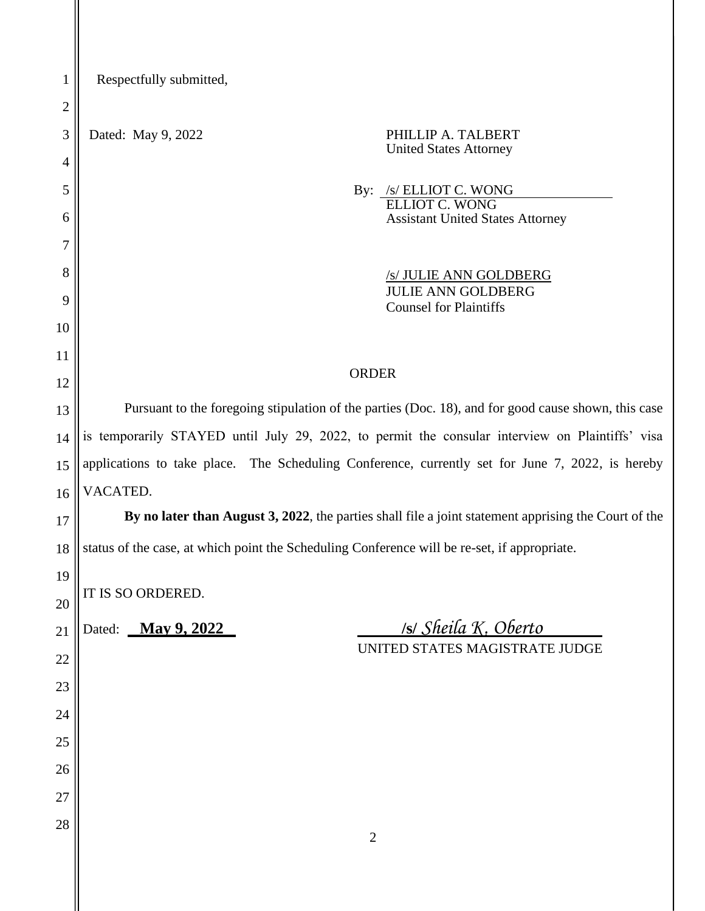Respectfully submitted,

Dated: May 9, 2022

PHILLIP A. TALBERT
United States Attorney

By: /s/ ELLIOT C. WONG
ELLIOT C. WONG
Assistant United States Attorney

/s/ JULIE ANN GOLDBERG
JULIE ANN GOLDBERG
Counsel for Plaintiffs

ORDER

Pursuant to the foregoing stipulation of the parties (Doc. 18), and for good cause shown, this case is temporarily STAYED until July 29, 2022, to permit the consular interview on Plaintiffs' visa applications to take place. The Scheduling Conference, currently set for June 7, 2022, is hereby VACATED.

**By no later than August 3, 2022**, the parties shall file a joint statement apprising the Court of the status of the case, at which point the Scheduling Conference will be re-set, if appropriate.

IT IS SO ORDERED.

Dated: **May 9, 2022**

/s/ *Sheila K. Oberto*
UNITED STATES MAGISTRATE JUDGE